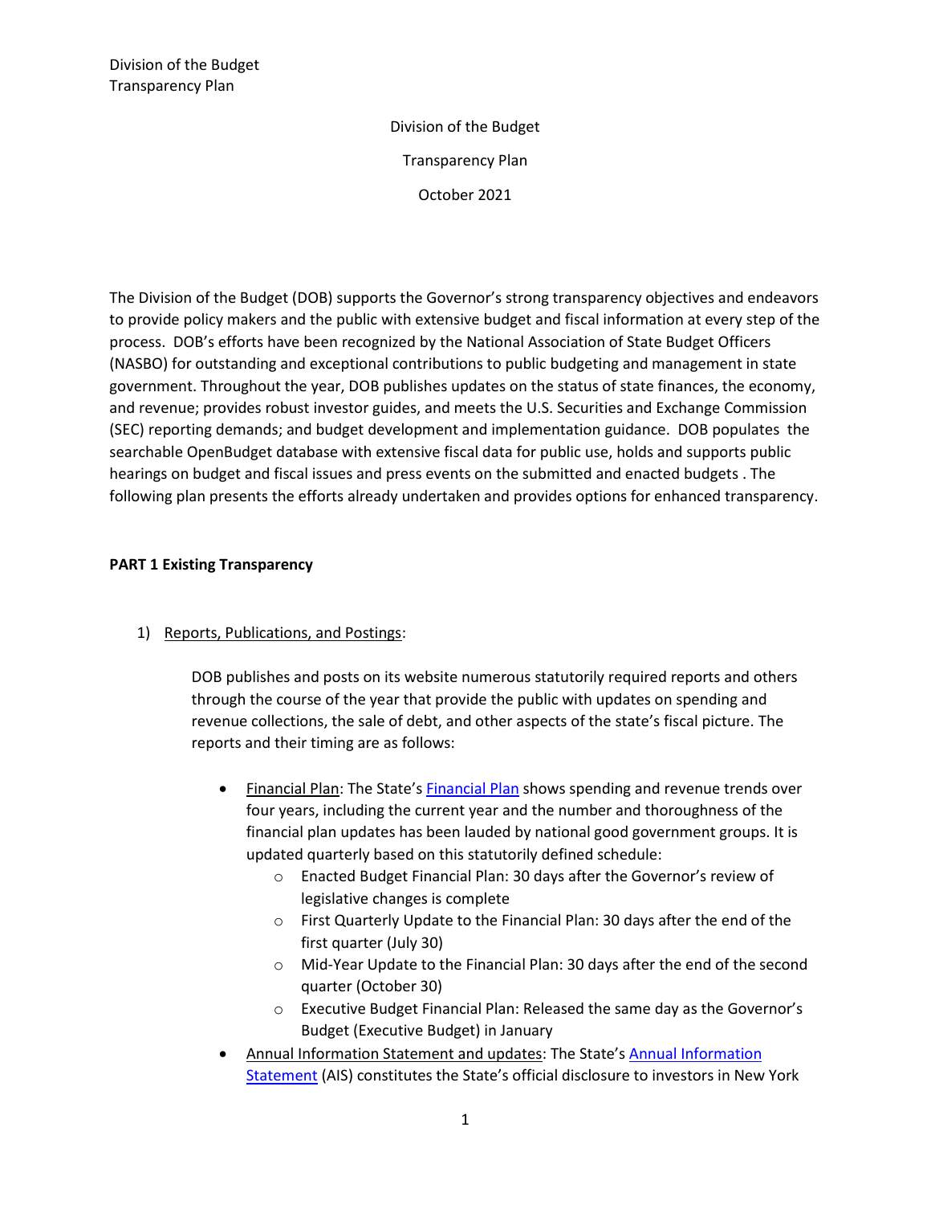Division of the Budget

Transparency Plan

October 2021

The Division of the Budget (DOB) supports the Governor's strong transparency objectives and endeavors to provide policy makers and the public with extensive budget and fiscal information at every step of the process. DOB's efforts have been recognized by the National Association of State Budget Officers (NASBO) for outstanding and exceptional contributions to public budgeting and management in state government. Throughout the year, DOB publishes updates on the status of state finances, the economy, and revenue; provides robust investor guides, and meets the U.S. Securities and Exchange Commission (SEC) reporting demands; and budget development and implementation guidance. DOB populates the searchable OpenBudget database with extensive fiscal data for public use, holds and supports public hearings on budget and fiscal issues and press events on the submitted and enacted budgets . The following plan presents the efforts already undertaken and provides options for enhanced transparency.

**PART 1 Existing Transparency**

1) Reports, Publications, and Postings:

   DOB publishes and posts on its website numerous statutorily required reports and others through the course of the year that provide the public with updates on spending and revenue collections, the sale of debt, and other aspects of the state's fiscal picture. The reports and their timing are as follows:

   - Financial Plan: The State's Financial Plan shows spending and revenue trends over four years, including the current year and the number and thoroughness of the financial plan updates has been lauded by national good government groups. It is updated quarterly based on this statutorily defined schedule:
     - Enacted Budget Financial Plan: 30 days after the Governor's review of legislative changes is complete
     - First Quarterly Update to the Financial Plan: 30 days after the end of the first quarter (July 30)
     - Mid-Year Update to the Financial Plan: 30 days after the end of the second quarter (October 30)
     - Executive Budget Financial Plan: Released the same day as the Governor's Budget (Executive Budget) in January
   - Annual Information Statement and updates: The State's Annual Information Statement (AIS) constitutes the State's official disclosure to investors in New York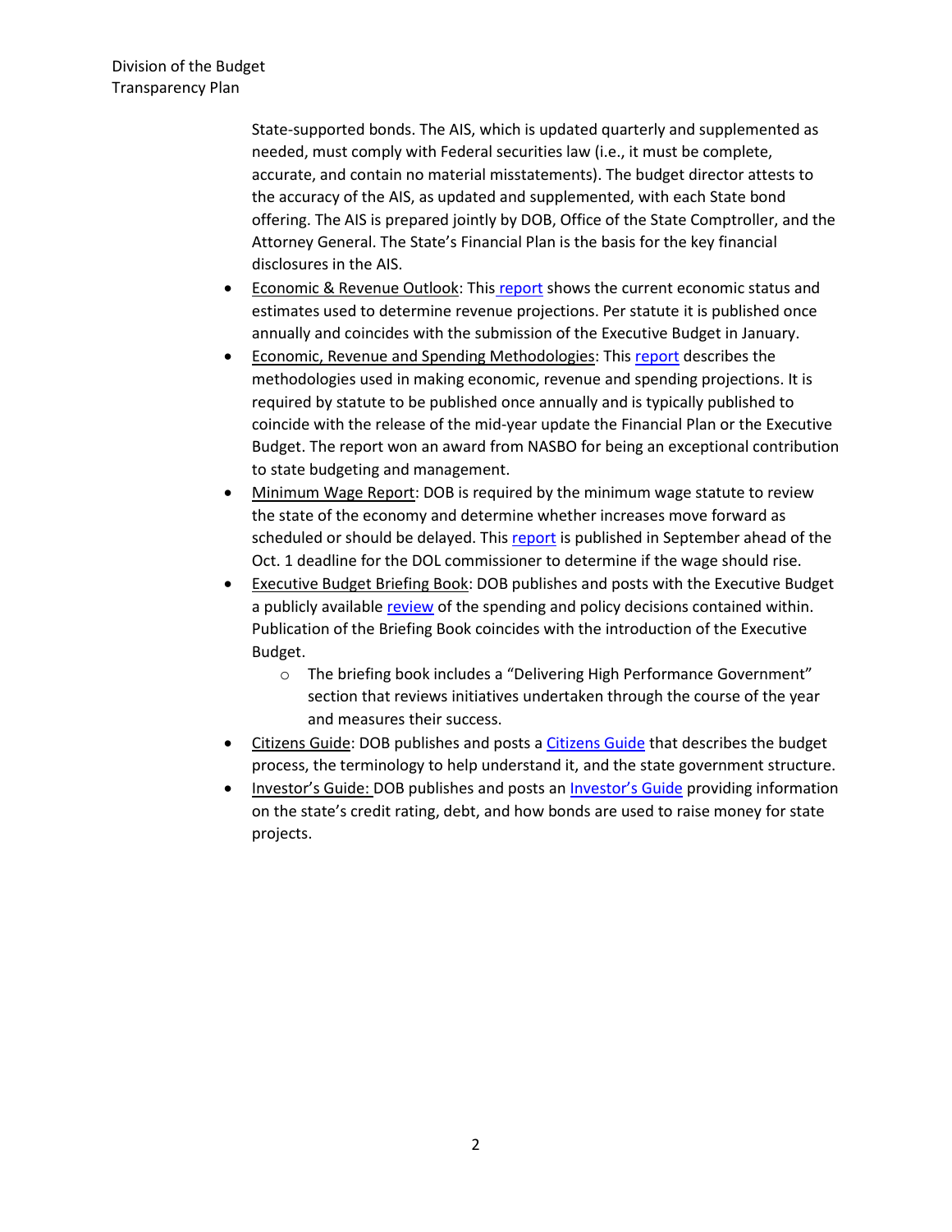State-supported bonds. The AIS, which is updated quarterly and supplemented as needed, must comply with Federal securities law (i.e., it must be complete, accurate, and contain no material misstatements). The budget director attests to the accuracy of the AIS, as updated and supplemented, with each State bond offering. The AIS is prepared jointly by DOB, Office of the State Comptroller, and the Attorney General. The State's Financial Plan is the basis for the key financial disclosures in the AIS.

- Economic & Revenue Outlook: This report shows the current economic status and estimates used to determine revenue projections. Per statute it is published once annually and coincides with the submission of the Executive Budget in January.
- Economic, Revenue and Spending Methodologies: This report describes the methodologies used in making economic, revenue and spending projections. It is required by statute to be published once annually and is typically published to coincide with the release of the mid-year update the Financial Plan or the Executive Budget. The report won an award from NASBO for being an exceptional contribution to state budgeting and management.
- Minimum Wage Report: DOB is required by the minimum wage statute to review the state of the economy and determine whether increases move forward as scheduled or should be delayed. This report is published in September ahead of the Oct. 1 deadline for the DOL commissioner to determine if the wage should rise.
- Executive Budget Briefing Book: DOB publishes and posts with the Executive Budget a publicly available review of the spending and policy decisions contained within. Publication of the Briefing Book coincides with the introduction of the Executive Budget.
    - The briefing book includes a "Delivering High Performance Government" section that reviews initiatives undertaken through the course of the year and measures their success.
- Citizens Guide: DOB publishes and posts a Citizens Guide that describes the budget process, the terminology to help understand it, and the state government structure.
- Investor's Guide: DOB publishes and posts an Investor's Guide providing information on the state's credit rating, debt, and how bonds are used to raise money for state projects.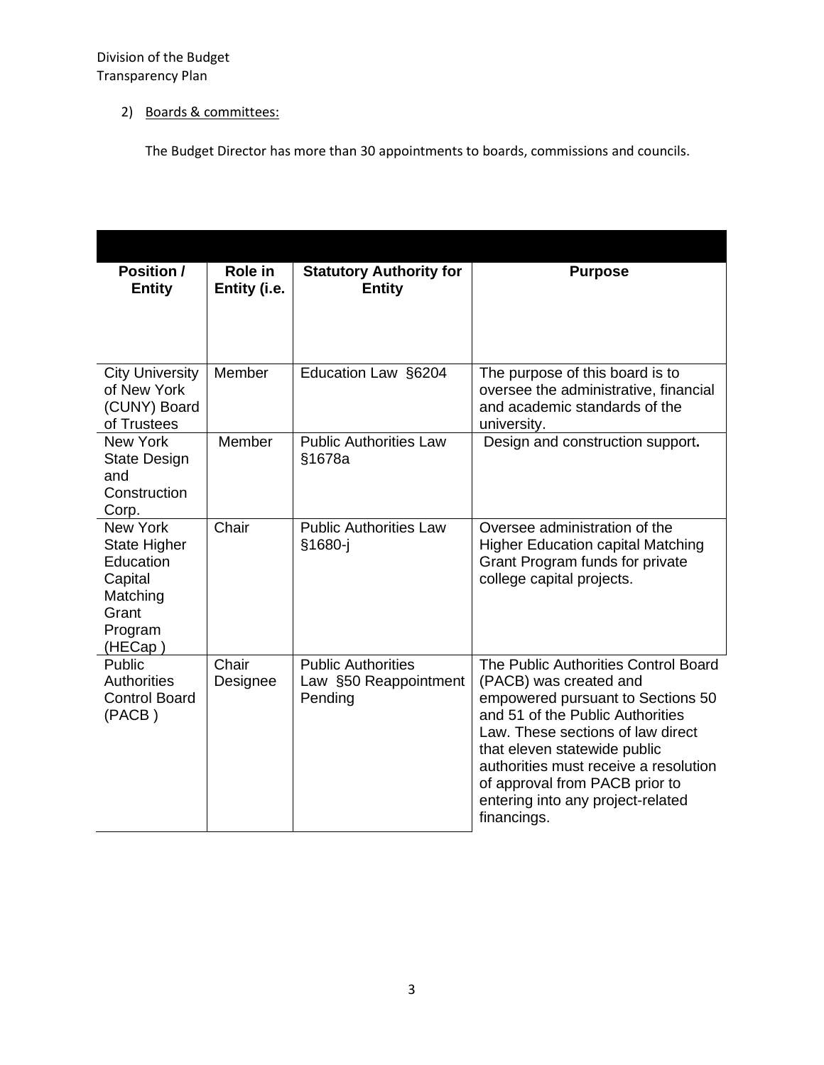Division of the Budget
Transparency Plan

2) Boards & committees:

The Budget Director has more than 30 appointments to boards, commissions and councils.

| Position / Entity | Role in Entity (i.e. | Statutory Authority for Entity | Purpose |
|---|---|---|---|
| City University of New York (CUNY) Board of Trustees | Member | Education Law §6204 | The purpose of this board is to oversee the administrative, financial and academic standards of the university. |
| New York State Design and Construction Corp. | Member | Public Authorities Law §1678a | Design and construction support**.** |
| New York State Higher Education Capital Matching Grant Program (HECap ) | Chair | Public Authorities Law §1680-j | Oversee administration of the Higher Education capital Matching Grant Program funds for private college capital projects. |
| Public Authorities Control Board (PACB ) | Chair Designee | Public Authorities Law §50 Reappointment Pending | The Public Authorities Control Board (PACB) was created and empowered pursuant to Sections 50 and 51 of the Public Authorities Law. These sections of law direct that eleven statewide public authorities must receive a resolution of approval from PACB prior to entering into any project-related financings. |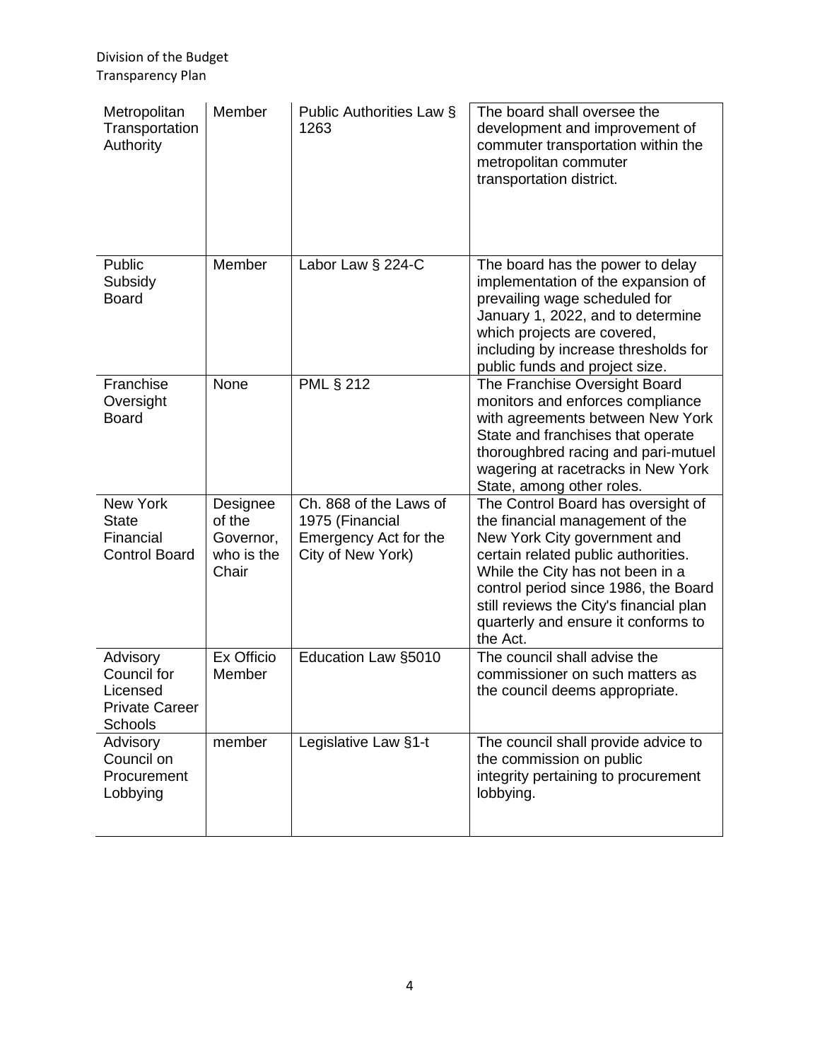| Metropolitan Transportation Authority | Member | Public Authorities Law § 1263 | The board shall oversee the development and improvement of commuter transportation within the metropolitan commuter transportation district. |
|---|---|---|---|
| Public Subsidy Board | Member | Labor Law § 224-C | The board has the power to delay implementation of the expansion of prevailing wage scheduled for January 1, 2022, and to determine which projects are covered, including by increase thresholds for public funds and project size. |
| Franchise Oversight Board | None | PML § 212 | The Franchise Oversight Board monitors and enforces compliance with agreements between New York State and franchises that operate thoroughbred racing and pari-mutuel wagering at racetracks in New York State, among other roles. |
| New York State Financial Control Board | Designee of the Governor, who is the Chair | Ch. 868 of the Laws of 1975 (Financial Emergency Act for the City of New York) | The Control Board has oversight of the financial management of the New York City government and certain related public authorities. While the City has not been in a control period since 1986, the Board still reviews the City's financial plan quarterly and ensure it conforms to the Act. |
| Advisory Council for Licensed Private Career Schools | Ex Officio Member | Education Law §5010 | The council shall advise the commissioner on such matters as the council deems appropriate. |
| Advisory Council on Procurement Lobbying | member | Legislative Law §1-t | The council shall provide advice to the commission on public integrity pertaining to procurement lobbying. |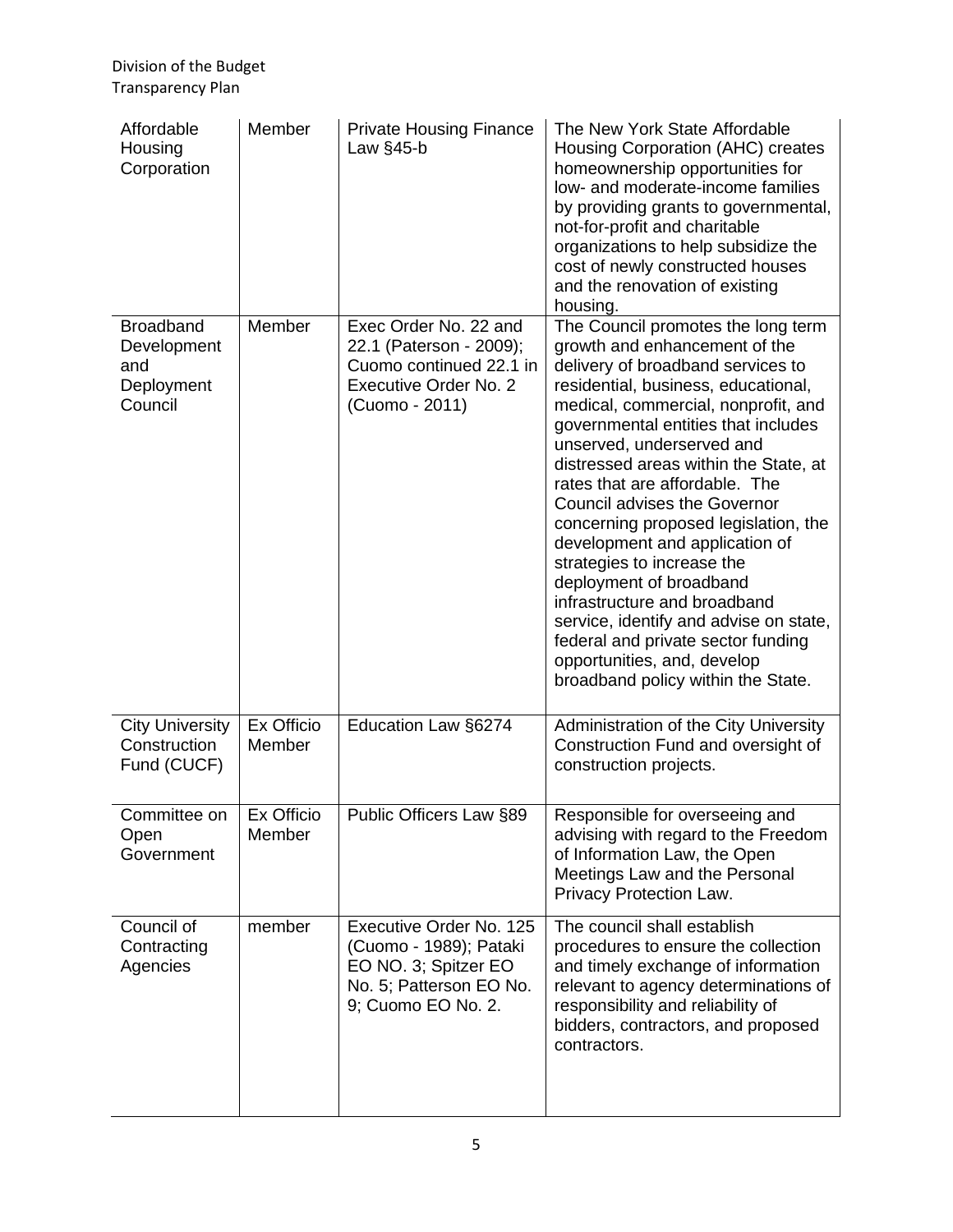| Affordable Housing Corporation | Member | Private Housing Finance Law §45-b | The New York State Affordable Housing Corporation (AHC) creates homeownership opportunities for low- and moderate-income families by providing grants to governmental, not-for-profit and charitable organizations to help subsidize the cost of newly constructed houses and the renovation of existing housing. |
|---|---|---|---|
| Broadband Development and Deployment Council | Member | Exec Order No. 22 and 22.1 (Paterson - 2009); Cuomo continued 22.1 in Executive Order No. 2 (Cuomo - 2011) | The Council promotes the long term growth and enhancement of the delivery of broadband services to residential, business, educational, medical, commercial, nonprofit, and governmental entities that includes unserved, underserved and distressed areas within the State, at rates that are affordable. The Council advises the Governor concerning proposed legislation, the development and application of strategies to increase the deployment of broadband infrastructure and broadband service, identify and advise on state, federal and private sector funding opportunities, and, develop broadband policy within the State. |
| City University Construction Fund (CUCF) | Ex Officio Member | Education Law §6274 | Administration of the City University Construction Fund and oversight of construction projects. |
| Committee on Open Government | Ex Officio Member | Public Officers Law §89 | Responsible for overseeing and advising with regard to the Freedom of Information Law, the Open Meetings Law and the Personal Privacy Protection Law. |
| Council of Contracting Agencies | member | Executive Order No. 125 (Cuomo - 1989); Pataki EO NO. 3; Spitzer EO No. 5; Patterson EO No. 9; Cuomo EO No. 2. | The council shall establish procedures to ensure the collection and timely exchange of information relevant to agency determinations of responsibility and reliability of bidders, contractors, and proposed contractors. |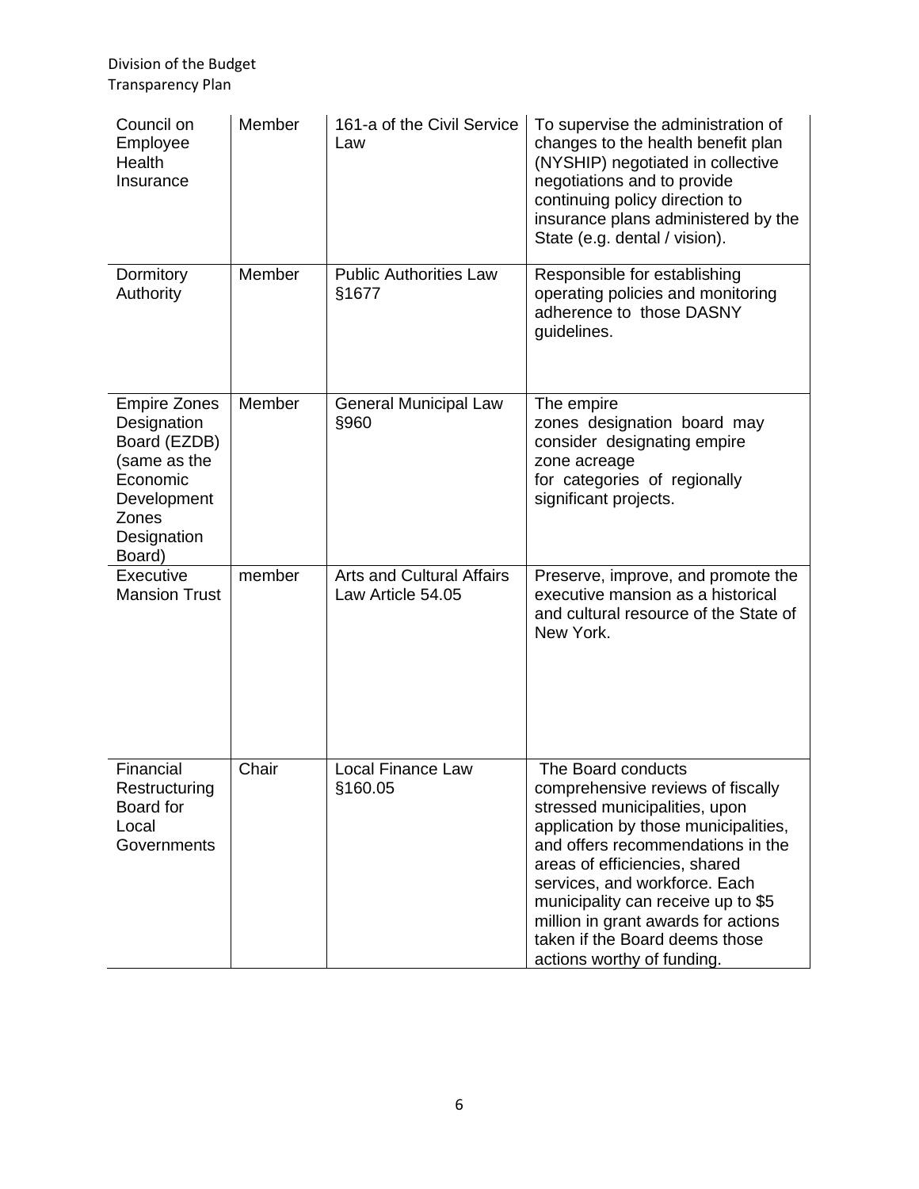| Council on Employee Health Insurance | Member | 161-a of the Civil Service Law | To supervise the administration of changes to the health benefit plan (NYSHIP) negotiated in collective negotiations and to provide continuing policy direction to insurance plans administered by the State (e.g. dental / vision). |
|---|---|---|---|
| Dormitory Authority | Member | Public Authorities Law §1677 | Responsible for establishing operating policies and monitoring adherence to those DASNY guidelines. |
| Empire Zones Designation Board (EZDB) (same as the Economic Development Zones Designation Board) | Member | General Municipal Law §960 | The empire zones designation board may consider designating empire zone acreage for categories of regionally significant projects. |
| Executive Mansion Trust | member | Arts and Cultural Affairs Law Article 54.05 | Preserve, improve, and promote the executive mansion as a historical and cultural resource of the State of New York. |
| Financial Restructuring Board for Local Governments | Chair | Local Finance Law §160.05 | The Board conducts comprehensive reviews of fiscally stressed municipalities, upon application by those municipalities, and offers recommendations in the areas of efficiencies, shared services, and workforce. Each municipality can receive up to $5 million in grant awards for actions taken if the Board deems those actions worthy of funding. |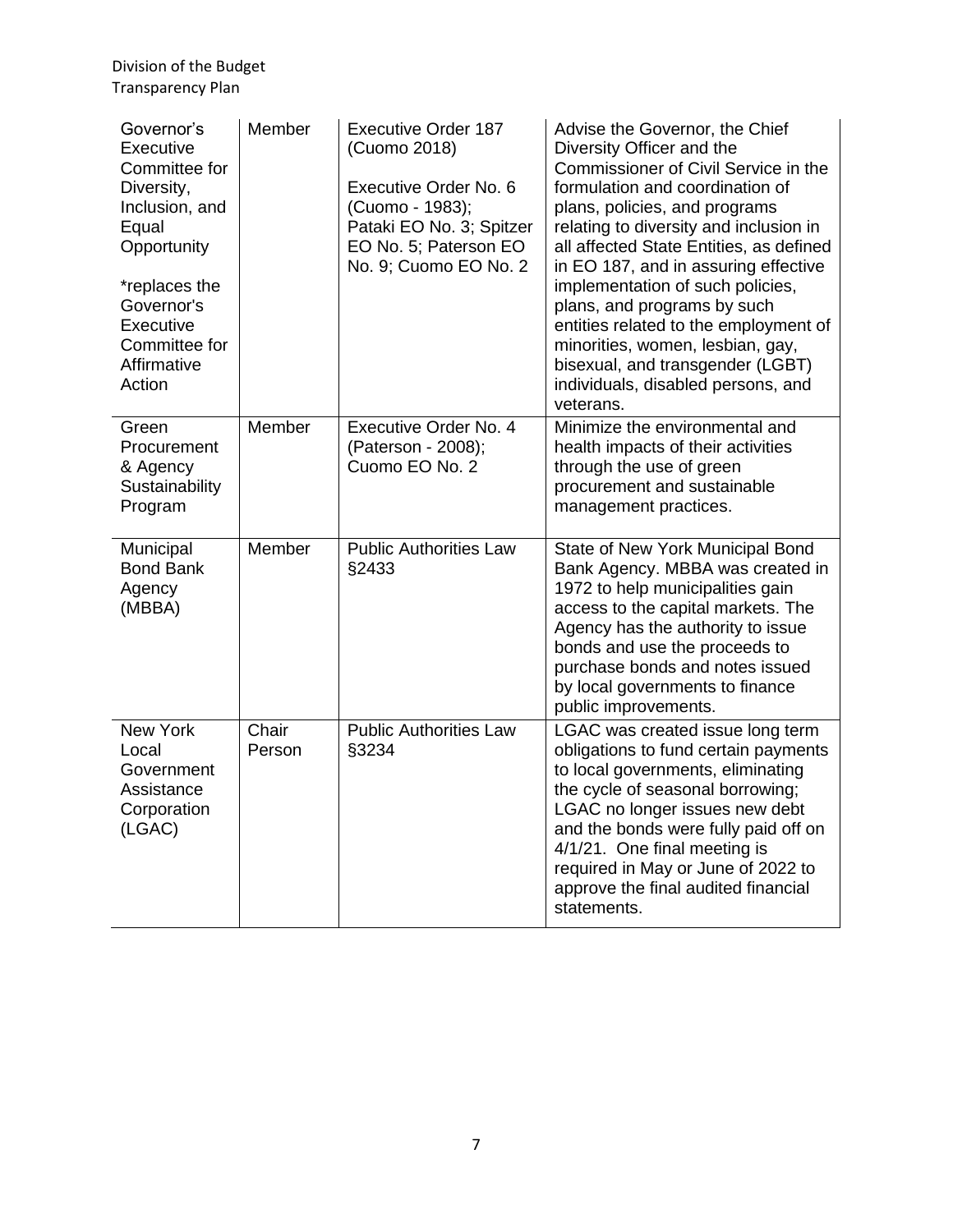| Governor's Executive Committee for Diversity, Inclusion, and Equal Opportunity *replaces the Governor's Executive Committee for Affirmative Action | Member | Executive Order 187 (Cuomo 2018) Executive Order No. 6 (Cuomo - 1983); Pataki EO No. 3; Spitzer EO No. 5; Paterson EO No. 9; Cuomo EO No. 2 | Advise the Governor, the Chief Diversity Officer and the Commissioner of Civil Service in the formulation and coordination of plans, policies, and programs relating to diversity and inclusion in all affected State Entities, as defined in EO 187, and in assuring effective implementation of such policies, plans, and programs by such entities related to the employment of minorities, women, lesbian, gay, bisexual, and transgender (LGBT) individuals, disabled persons, and veterans. |
|---|---|---|---|
| Green Procurement & Agency Sustainability Program | Member | Executive Order No. 4 (Paterson - 2008); Cuomo EO No. 2 | Minimize the environmental and health impacts of their activities through the use of green procurement and sustainable management practices. |
| Municipal Bond Bank Agency (MBBA) | Member | Public Authorities Law §2433 | State of New York Municipal Bond Bank Agency. MBBA was created in 1972 to help municipalities gain access to the capital markets. The Agency has the authority to issue bonds and use the proceeds to purchase bonds and notes issued by local governments to finance public improvements. |
| New York Local Government Assistance Corporation (LGAC) | Chair Person | Public Authorities Law §3234 | LGAC was created issue long term obligations to fund certain payments to local governments, eliminating the cycle of seasonal borrowing; LGAC no longer issues new debt and the bonds were fully paid off on 4/1/21. One final meeting is required in May or June of 2022 to approve the final audited financial statements. |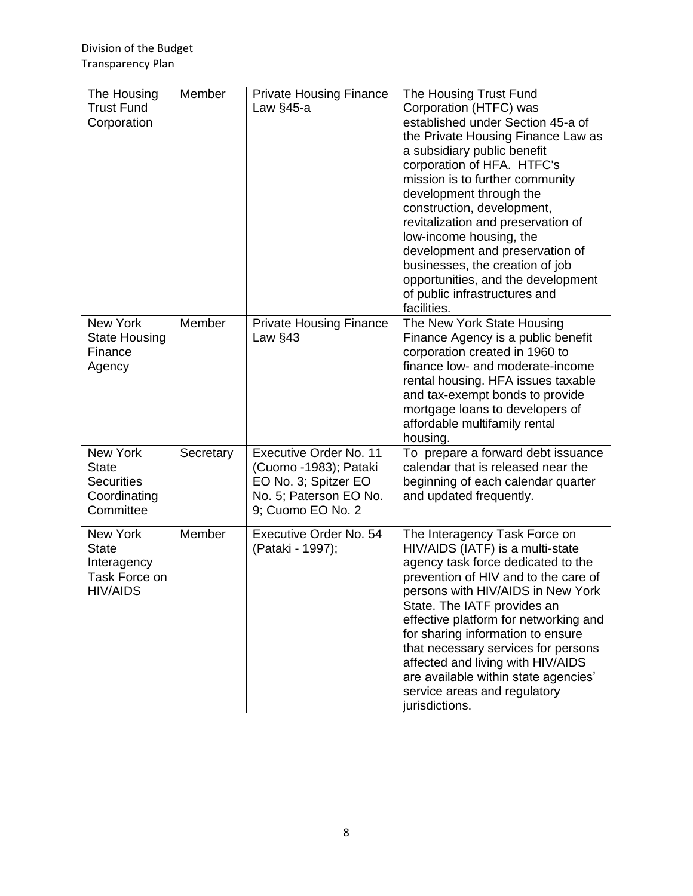| The Housing Trust Fund Corporation | Member | Private Housing Finance Law §45-a | The Housing Trust Fund Corporation (HTFC) was established under Section 45-a of the Private Housing Finance Law as a subsidiary public benefit corporation of HFA. HTFC's mission is to further community development through the construction, development, revitalization and preservation of low-income housing, the development and preservation of businesses, the creation of job opportunities, and the development of public infrastructures and facilities. |
|---|---|---|---|
| New York State Housing Finance Agency | Member | Private Housing Finance Law §43 | The New York State Housing Finance Agency is a public benefit corporation created in 1960 to finance low- and moderate-income rental housing. HFA issues taxable and tax-exempt bonds to provide mortgage loans to developers of affordable multifamily rental housing. |
| New York State Securities Coordinating Committee | Secretary | Executive Order No. 11 (Cuomo -1983); Pataki EO No. 3; Spitzer EO No. 5; Paterson EO No. 9; Cuomo EO No. 2 | To prepare a forward debt issuance calendar that is released near the beginning of each calendar quarter and updated frequently. |
| New York State Interagency Task Force on HIV/AIDS | Member | Executive Order No. 54 (Pataki - 1997); | The Interagency Task Force on HIV/AIDS (IATF) is a multi-state agency task force dedicated to the prevention of HIV and to the care of persons with HIV/AIDS in New York State. The IATF provides an effective platform for networking and for sharing information to ensure that necessary services for persons affected and living with HIV/AIDS are available within state agencies' service areas and regulatory jurisdictions. |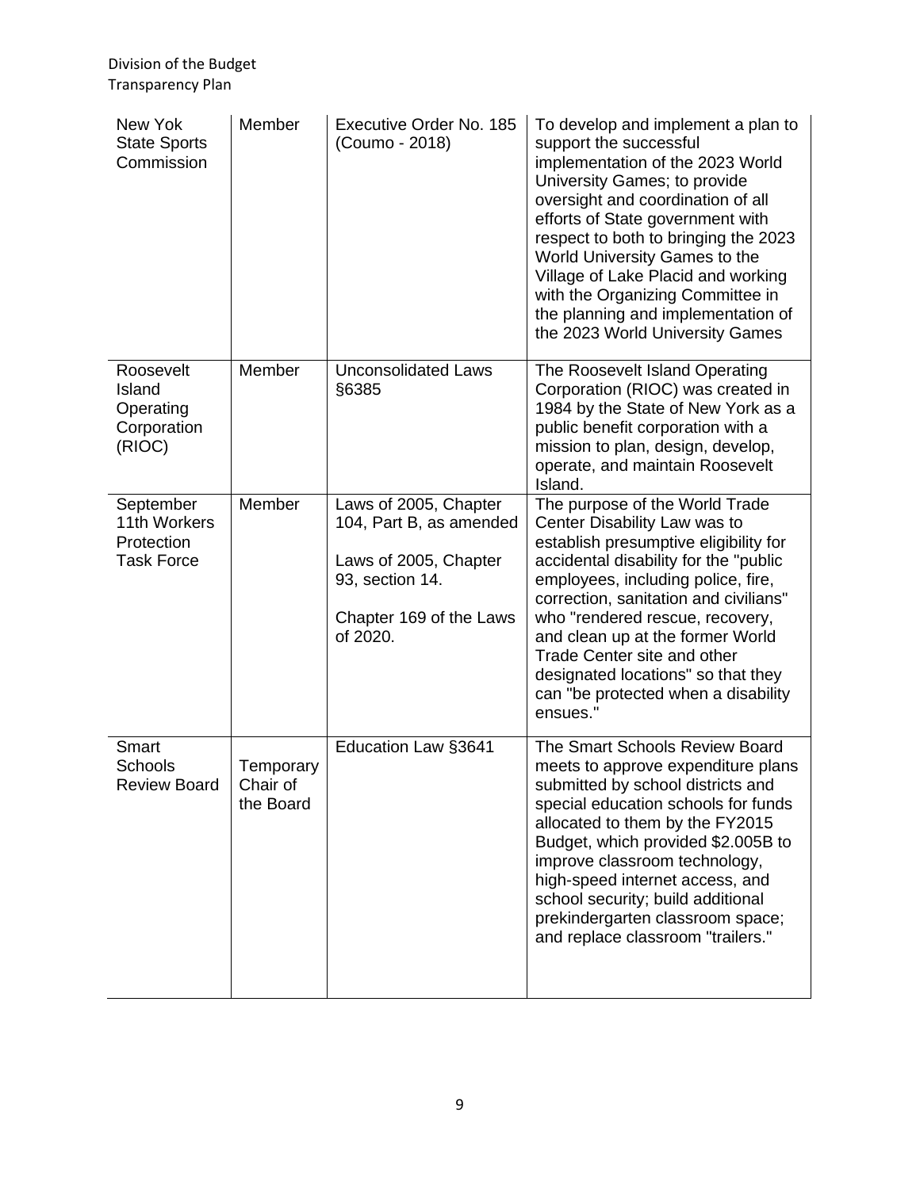| New Yok State Sports Commission | Member | Executive Order No. 185 (Coumo - 2018) | To develop and implement a plan to support the successful implementation of the 2023 World University Games; to provide oversight and coordination of all efforts of State government with respect to both to bringing the 2023 World University Games to the Village of Lake Placid and working with the Organizing Committee in the planning and implementation of the 2023 World University Games |
|---|---|---|---|
| Roosevelt Island Operating Corporation (RIOC) | Member | Unconsolidated Laws §6385 | The Roosevelt Island Operating Corporation (RIOC) was created in 1984 by the State of New York as a public benefit corporation with a mission to plan, design, develop, operate, and maintain Roosevelt Island. |
| September 11th Workers Protection Task Force | Member | Laws of 2005, Chapter 104, Part B, as amended<br><br>Laws of 2005, Chapter 93, section 14.<br><br>Chapter 169 of the Laws of 2020. | The purpose of the World Trade Center Disability Law was to establish presumptive eligibility for accidental disability for the "public employees, including police, fire, correction, sanitation and civilians" who "rendered rescue, recovery, and clean up at the former World Trade Center site and other designated locations" so that they can "be protected when a disability ensues." |
| Smart Schools Review Board | Temporary Chair of the Board | Education Law §3641 | The Smart Schools Review Board meets to approve expenditure plans submitted by school districts and special education schools for funds allocated to them by the FY2015 Budget, which provided $2.005B to improve classroom technology, high-speed internet access, and school security; build additional prekindergarten classroom space; and replace classroom "trailers." |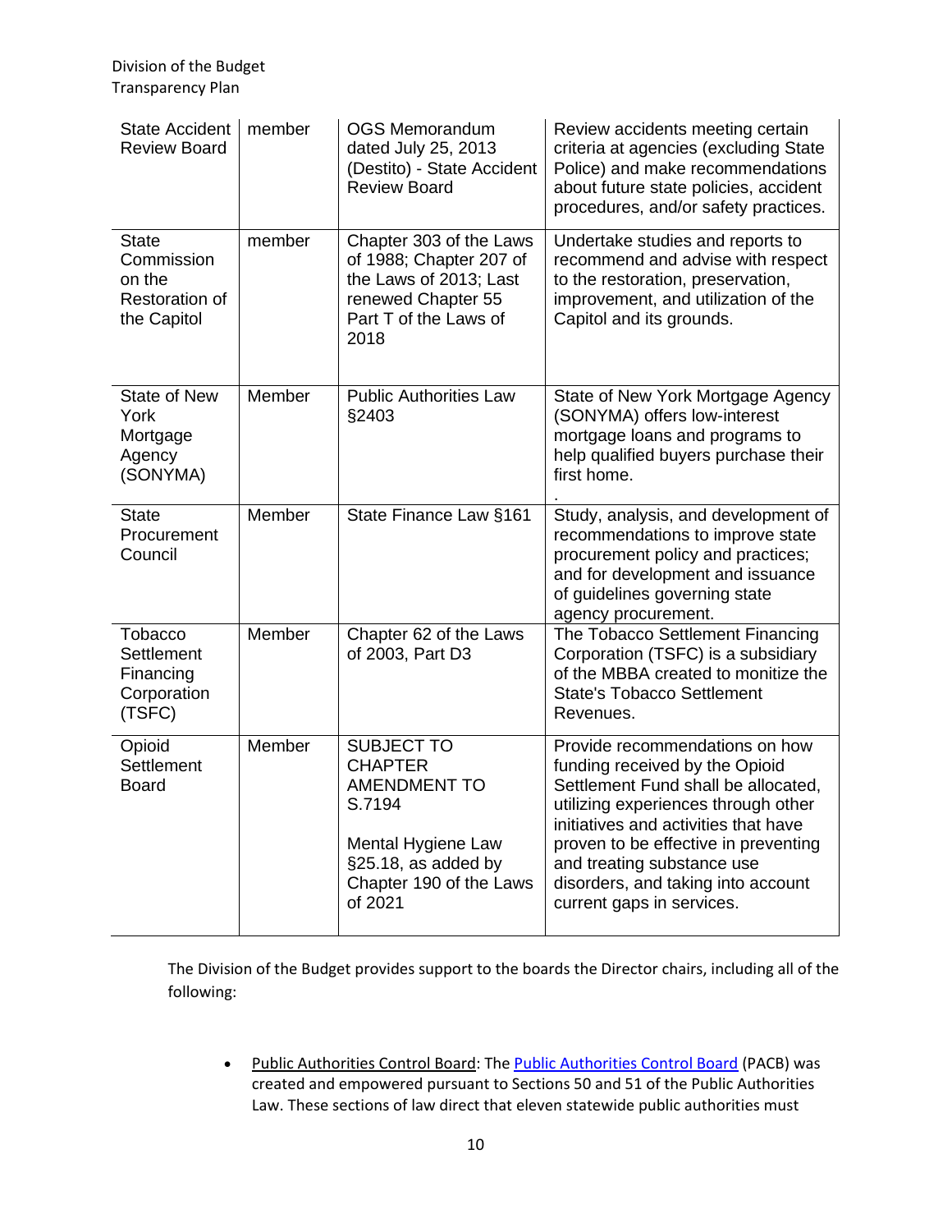| | | | |
|---|---|---|---|
| State Accident Review Board | member | OGS Memorandum dated July 25, 2013 (Destito) - State Accident Review Board | Review accidents meeting certain criteria at agencies (excluding State Police) and make recommendations about future state policies, accident procedures, and/or safety practices. |
| State Commission on the Restoration of the Capitol | member | Chapter 303 of the Laws of 1988; Chapter 207 of the Laws of 2013; Last renewed Chapter 55 Part T of the Laws of 2018 | Undertake studies and reports to recommend and advise with respect to the restoration, preservation, improvement, and utilization of the Capitol and its grounds. |
| State of New York Mortgage Agency (SONYMA) | Member | Public Authorities Law §2403 | State of New York Mortgage Agency (SONYMA) offers low-interest mortgage loans and programs to help qualified buyers purchase their first home. . |
| State Procurement Council | Member | State Finance Law §161 | Study, analysis, and development of recommendations to improve state procurement policy and practices; and for development and issuance of guidelines governing state agency procurement. |
| Tobacco Settlement Financing Corporation (TSFC) | Member | Chapter 62 of the Laws of 2003, Part D3 | The Tobacco Settlement Financing Corporation (TSFC) is a subsidiary of the MBBA created to monitize the State's Tobacco Settlement Revenues. |
| Opioid Settlement Board | Member | SUBJECT TO CHAPTER AMENDMENT TO S.7194<br><br>Mental Hygiene Law §25.18, as added by Chapter 190 of the Laws of 2021 | Provide recommendations on how funding received by the Opioid Settlement Fund shall be allocated, utilizing experiences through other initiatives and activities that have proven to be effective in preventing and treating substance use disorders, and taking into account current gaps in services. |

The Division of the Budget provides support to the boards the Director chairs, including all of the following:

- Public Authorities Control Board: The Public Authorities Control Board (PACB) was created and empowered pursuant to Sections 50 and 51 of the Public Authorities Law. These sections of law direct that eleven statewide public authorities must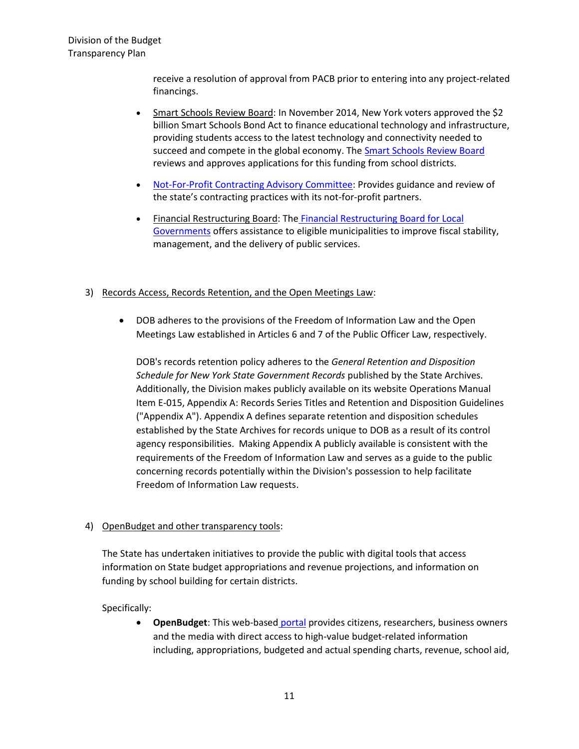receive a resolution of approval from PACB prior to entering into any project-related financings.

- Smart Schools Review Board: In November 2014, New York voters approved the $2 billion Smart Schools Bond Act to finance educational technology and infrastructure, providing students access to the latest technology and connectivity needed to succeed and compete in the global economy. The Smart Schools Review Board reviews and approves applications for this funding from school districts.

- Not-For-Profit Contracting Advisory Committee: Provides guidance and review of the state's contracting practices with its not-for-profit partners.

- Financial Restructuring Board: The Financial Restructuring Board for Local Governments offers assistance to eligible municipalities to improve fiscal stability, management, and the delivery of public services.

3) Records Access, Records Retention, and the Open Meetings Law:

- DOB adheres to the provisions of the Freedom of Information Law and the Open Meetings Law established in Articles 6 and 7 of the Public Officer Law, respectively.

  DOB's records retention policy adheres to the *General Retention and Disposition Schedule for New York State Government Records* published by the State Archives. Additionally, the Division makes publicly available on its website Operations Manual Item E-015, Appendix A: Records Series Titles and Retention and Disposition Guidelines ("Appendix A"). Appendix A defines separate retention and disposition schedules established by the State Archives for records unique to DOB as a result of its control agency responsibilities. Making Appendix A publicly available is consistent with the requirements of the Freedom of Information Law and serves as a guide to the public concerning records potentially within the Division's possession to help facilitate Freedom of Information Law requests.

4) OpenBudget and other transparency tools:

The State has undertaken initiatives to provide the public with digital tools that access information on State budget appropriations and revenue projections, and information on funding by school building for certain districts.

Specifically:

- **OpenBudget**: This web-based portal provides citizens, researchers, business owners and the media with direct access to high-value budget-related information including, appropriations, budgeted and actual spending charts, revenue, school aid,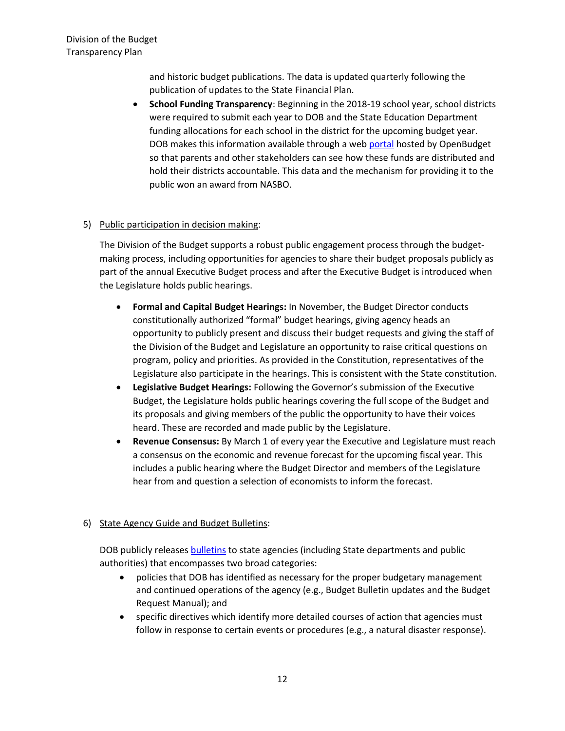and historic budget publications. The data is updated quarterly following the publication of updates to the State Financial Plan.

- **School Funding Transparency**: Beginning in the 2018-19 school year, school districts were required to submit each year to DOB and the State Education Department funding allocations for each school in the district for the upcoming budget year. DOB makes this information available through a web portal hosted by OpenBudget so that parents and other stakeholders can see how these funds are distributed and hold their districts accountable. This data and the mechanism for providing it to the public won an award from NASBO.

5) Public participation in decision making:

The Division of the Budget supports a robust public engagement process through the budget-making process, including opportunities for agencies to share their budget proposals publicly as part of the annual Executive Budget process and after the Executive Budget is introduced when the Legislature holds public hearings.

- **Formal and Capital Budget Hearings:** In November, the Budget Director conducts constitutionally authorized "formal" budget hearings, giving agency heads an opportunity to publicly present and discuss their budget requests and giving the staff of the Division of the Budget and Legislature an opportunity to raise critical questions on program, policy and priorities. As provided in the Constitution, representatives of the Legislature also participate in the hearings. This is consistent with the State constitution.
- **Legislative Budget Hearings:** Following the Governor's submission of the Executive Budget, the Legislature holds public hearings covering the full scope of the Budget and its proposals and giving members of the public the opportunity to have their voices heard. These are recorded and made public by the Legislature.
- **Revenue Consensus:** By March 1 of every year the Executive and Legislature must reach a consensus on the economic and revenue forecast for the upcoming fiscal year. This includes a public hearing where the Budget Director and members of the Legislature hear from and question a selection of economists to inform the forecast.

6) State Agency Guide and Budget Bulletins:

DOB publicly releases bulletins to state agencies (including State departments and public authorities) that encompasses two broad categories:

- policies that DOB has identified as necessary for the proper budgetary management and continued operations of the agency (e.g., Budget Bulletin updates and the Budget Request Manual); and
- specific directives which identify more detailed courses of action that agencies must follow in response to certain events or procedures (e.g., a natural disaster response).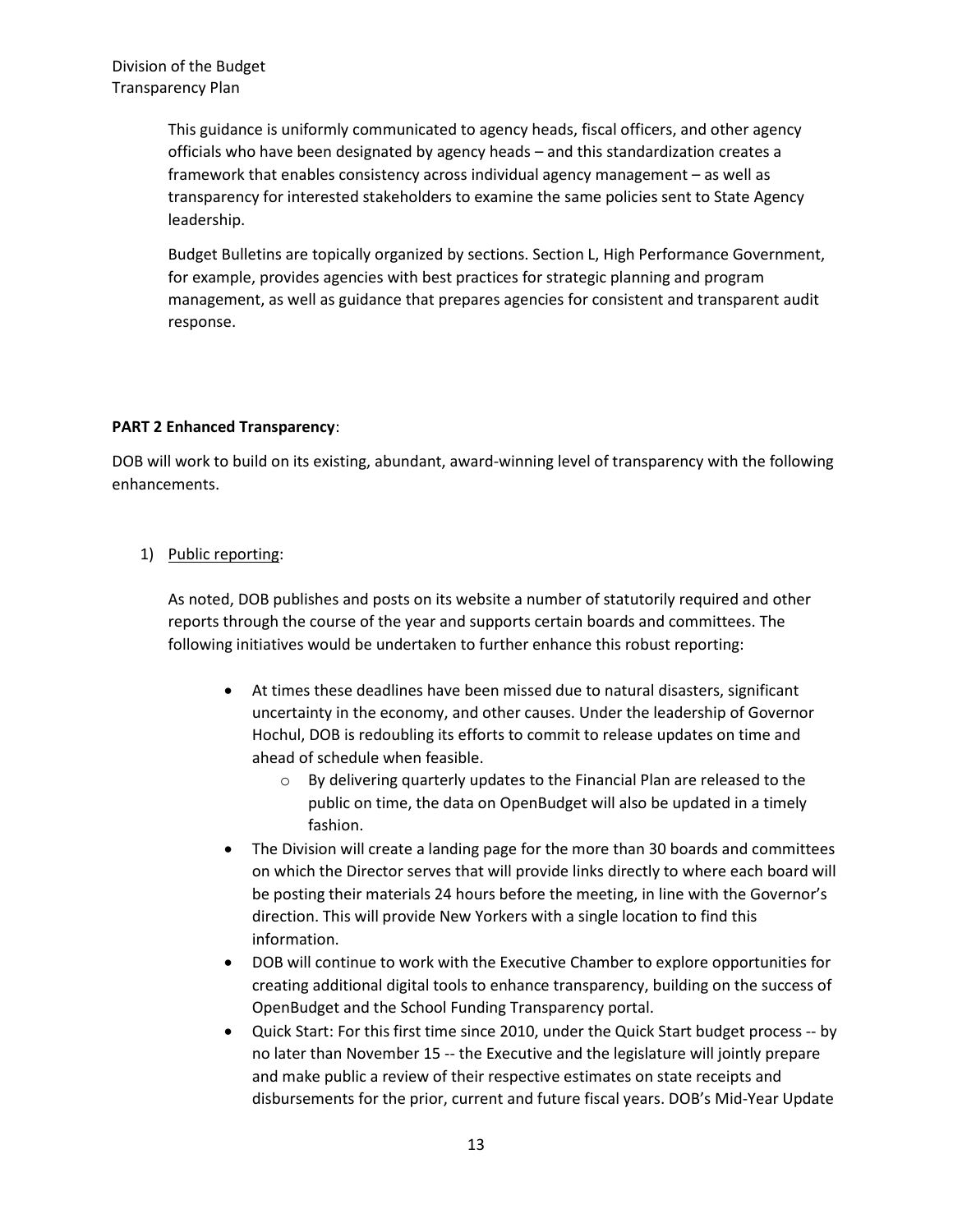This guidance is uniformly communicated to agency heads, fiscal officers, and other agency officials who have been designated by agency heads – and this standardization creates a framework that enables consistency across individual agency management – as well as transparency for interested stakeholders to examine the same policies sent to State Agency leadership.

Budget Bulletins are topically organized by sections. Section L, High Performance Government, for example, provides agencies with best practices for strategic planning and program management, as well as guidance that prepares agencies for consistent and transparent audit response.

**PART 2 Enhanced Transparency**:

DOB will work to build on its existing, abundant, award-winning level of transparency with the following enhancements.

1) Public reporting:

   As noted, DOB publishes and posts on its website a number of statutorily required and other reports through the course of the year and supports certain boards and committees. The following initiatives would be undertaken to further enhance this robust reporting:

   - At times these deadlines have been missed due to natural disasters, significant uncertainty in the economy, and other causes. Under the leadership of Governor Hochul, DOB is redoubling its efforts to commit to release updates on time and ahead of schedule when feasible.
     - By delivering quarterly updates to the Financial Plan are released to the public on time, the data on OpenBudget will also be updated in a timely fashion.
   - The Division will create a landing page for the more than 30 boards and committees on which the Director serves that will provide links directly to where each board will be posting their materials 24 hours before the meeting, in line with the Governor's direction. This will provide New Yorkers with a single location to find this information.
   - DOB will continue to work with the Executive Chamber to explore opportunities for creating additional digital tools to enhance transparency, building on the success of OpenBudget and the School Funding Transparency portal.
   - Quick Start: For this first time since 2010, under the Quick Start budget process -- by no later than November 15 -- the Executive and the legislature will jointly prepare and make public a review of their respective estimates on state receipts and disbursements for the prior, current and future fiscal years. DOB's Mid-Year Update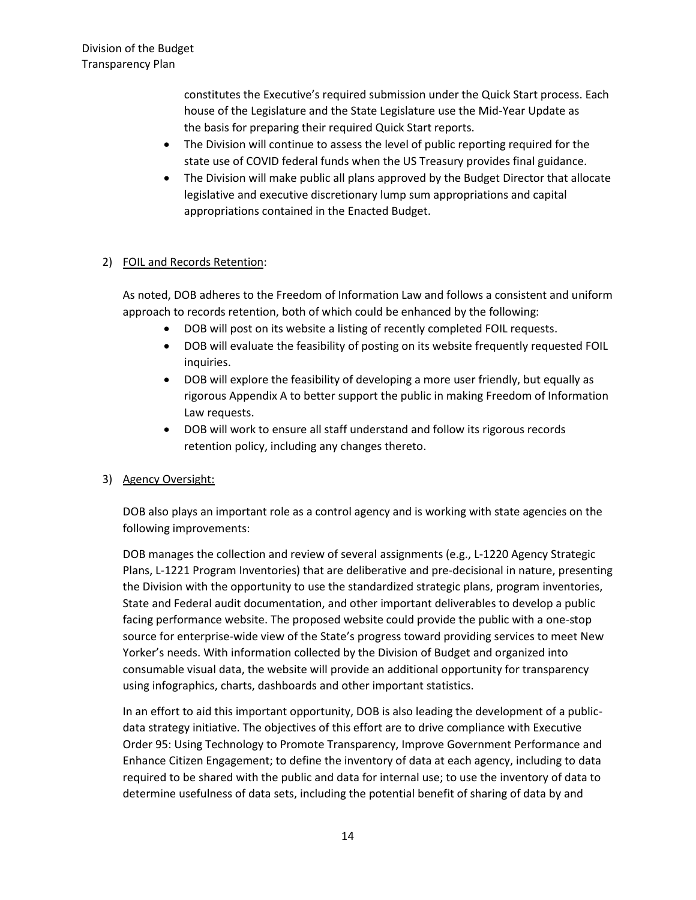constitutes the Executive's required submission under the Quick Start process. Each house of the Legislature and the State Legislature use the Mid-Year Update as the basis for preparing their required Quick Start reports.

- The Division will continue to assess the level of public reporting required for the state use of COVID federal funds when the US Treasury provides final guidance.
- The Division will make public all plans approved by the Budget Director that allocate legislative and executive discretionary lump sum appropriations and capital appropriations contained in the Enacted Budget.

2) <u>FOIL and Records Retention</u>:

As noted, DOB adheres to the Freedom of Information Law and follows a consistent and uniform approach to records retention, both of which could be enhanced by the following:

- DOB will post on its website a listing of recently completed FOIL requests.
- DOB will evaluate the feasibility of posting on its website frequently requested FOIL inquiries.
- DOB will explore the feasibility of developing a more user friendly, but equally as rigorous Appendix A to better support the public in making Freedom of Information Law requests.
- DOB will work to ensure all staff understand and follow its rigorous records retention policy, including any changes thereto.

3) <u>Agency Oversight:</u>

DOB also plays an important role as a control agency and is working with state agencies on the following improvements:

DOB manages the collection and review of several assignments (e.g., L-1220 Agency Strategic Plans, L-1221 Program Inventories) that are deliberative and pre-decisional in nature, presenting the Division with the opportunity to use the standardized strategic plans, program inventories, State and Federal audit documentation, and other important deliverables to develop a public facing performance website. The proposed website could provide the public with a one-stop source for enterprise-wide view of the State's progress toward providing services to meet New Yorker's needs. With information collected by the Division of Budget and organized into consumable visual data, the website will provide an additional opportunity for transparency using infographics, charts, dashboards and other important statistics.

In an effort to aid this important opportunity, DOB is also leading the development of a public-data strategy initiative. The objectives of this effort are to drive compliance with Executive Order 95: Using Technology to Promote Transparency, Improve Government Performance and Enhance Citizen Engagement; to define the inventory of data at each agency, including to data required to be shared with the public and data for internal use; to use the inventory of data to determine usefulness of data sets, including the potential benefit of sharing of data by and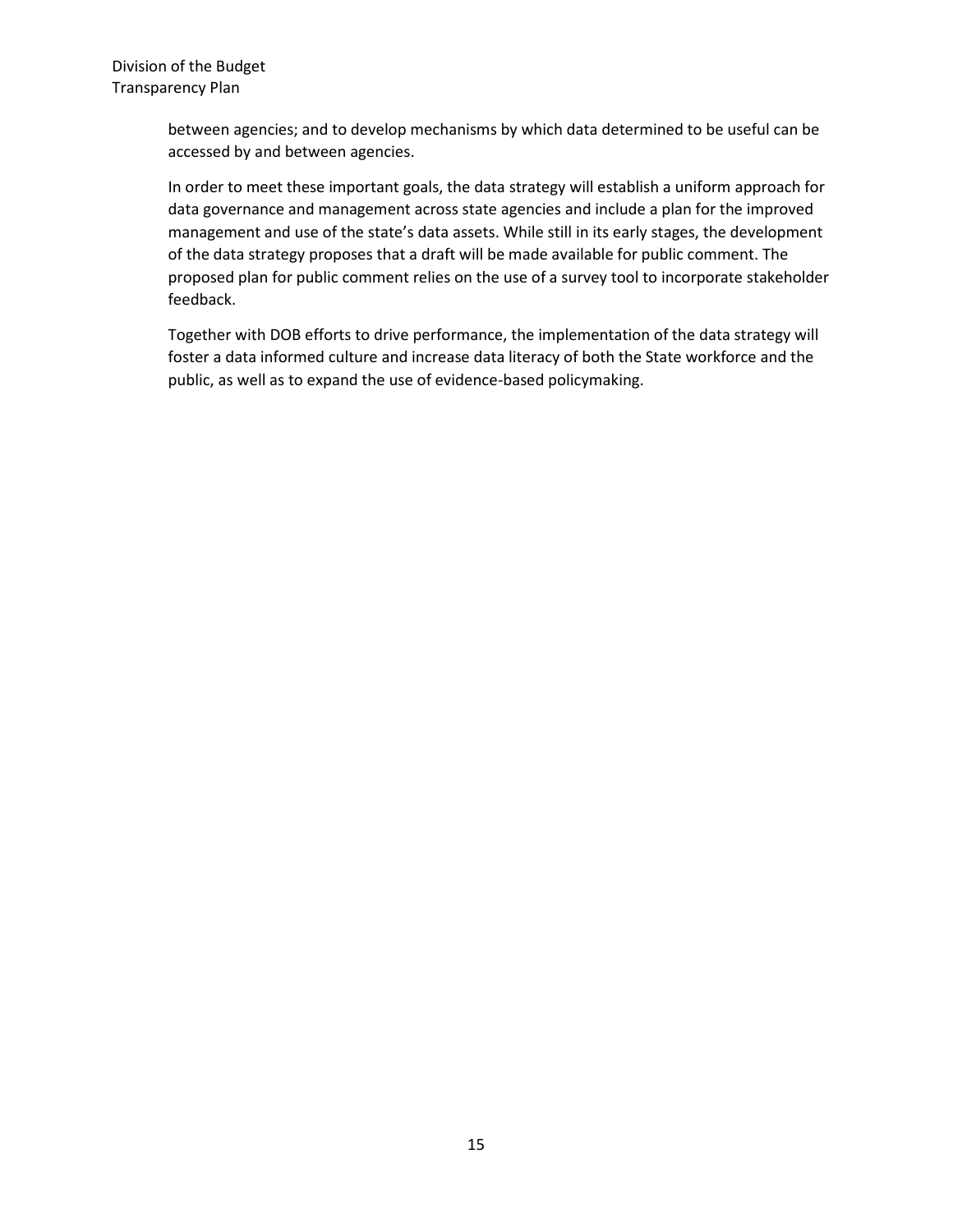between agencies; and to develop mechanisms by which data determined to be useful can be accessed by and between agencies.

In order to meet these important goals, the data strategy will establish a uniform approach for data governance and management across state agencies and include a plan for the improved management and use of the state's data assets. While still in its early stages, the development of the data strategy proposes that a draft will be made available for public comment. The proposed plan for public comment relies on the use of a survey tool to incorporate stakeholder feedback.

Together with DOB efforts to drive performance, the implementation of the data strategy will foster a data informed culture and increase data literacy of both the State workforce and the public, as well as to expand the use of evidence-based policymaking.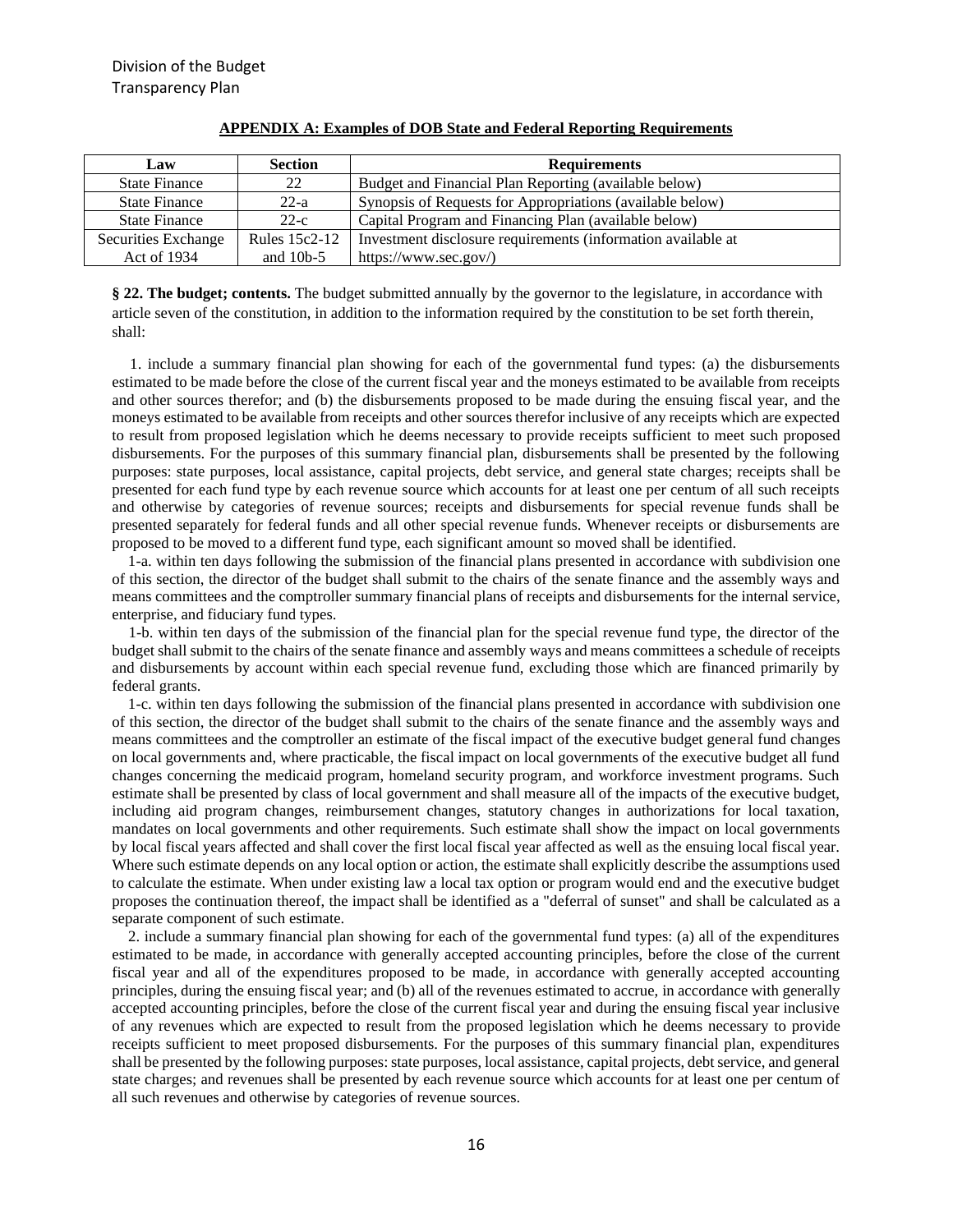**APPENDIX A: Examples of DOB State and Federal Reporting Requirements**

| Law | Section | Requirements |
|---|---|---|
| State Finance | 22 | Budget and Financial Plan Reporting (available below) |
| State Finance | 22-a | Synopsis of Requests for Appropriations (available below) |
| State Finance | 22-c | Capital Program and Financing Plan (available below) |
| Securities Exchange Act of 1934 | Rules 15c2-12 and 10b-5 | Investment disclosure requirements (information available at https://www.sec.gov/) |

**§ 22. The budget; contents.** The budget submitted annually by the governor to the legislature, in accordance with article seven of the constitution, in addition to the information required by the constitution to be set forth therein, shall:

1. include a summary financial plan showing for each of the governmental fund types: (a) the disbursements estimated to be made before the close of the current fiscal year and the moneys estimated to be available from receipts and other sources therefor; and (b) the disbursements proposed to be made during the ensuing fiscal year, and the moneys estimated to be available from receipts and other sources therefor inclusive of any receipts which are expected to result from proposed legislation which he deems necessary to provide receipts sufficient to meet such proposed disbursements. For the purposes of this summary financial plan, disbursements shall be presented by the following purposes: state purposes, local assistance, capital projects, debt service, and general state charges; receipts shall be presented for each fund type by each revenue source which accounts for at least one per centum of all such receipts and otherwise by categories of revenue sources; receipts and disbursements for special revenue funds shall be presented separately for federal funds and all other special revenue funds. Whenever receipts or disbursements are proposed to be moved to a different fund type, each significant amount so moved shall be identified.

1-a. within ten days following the submission of the financial plans presented in accordance with subdivision one of this section, the director of the budget shall submit to the chairs of the senate finance and the assembly ways and means committees and the comptroller summary financial plans of receipts and disbursements for the internal service, enterprise, and fiduciary fund types.

1-b. within ten days of the submission of the financial plan for the special revenue fund type, the director of the budget shall submit to the chairs of the senate finance and assembly ways and means committees a schedule of receipts and disbursements by account within each special revenue fund, excluding those which are financed primarily by federal grants.

1-c. within ten days following the submission of the financial plans presented in accordance with subdivision one of this section, the director of the budget shall submit to the chairs of the senate finance and the assembly ways and means committees and the comptroller an estimate of the fiscal impact of the executive budget general fund changes on local governments and, where practicable, the fiscal impact on local governments of the executive budget all fund changes concerning the medicaid program, homeland security program, and workforce investment programs. Such estimate shall be presented by class of local government and shall measure all of the impacts of the executive budget, including aid program changes, reimbursement changes, statutory changes in authorizations for local taxation, mandates on local governments and other requirements. Such estimate shall show the impact on local governments by local fiscal years affected and shall cover the first local fiscal year affected as well as the ensuing local fiscal year. Where such estimate depends on any local option or action, the estimate shall explicitly describe the assumptions used to calculate the estimate. When under existing law a local tax option or program would end and the executive budget proposes the continuation thereof, the impact shall be identified as a "deferral of sunset" and shall be calculated as a separate component of such estimate.

2. include a summary financial plan showing for each of the governmental fund types: (a) all of the expenditures estimated to be made, in accordance with generally accepted accounting principles, before the close of the current fiscal year and all of the expenditures proposed to be made, in accordance with generally accepted accounting principles, during the ensuing fiscal year; and (b) all of the revenues estimated to accrue, in accordance with generally accepted accounting principles, before the close of the current fiscal year and during the ensuing fiscal year inclusive of any revenues which are expected to result from the proposed legislation which he deems necessary to provide receipts sufficient to meet proposed disbursements. For the purposes of this summary financial plan, expenditures shall be presented by the following purposes: state purposes, local assistance, capital projects, debt service, and general state charges; and revenues shall be presented by each revenue source which accounts for at least one per centum of all such revenues and otherwise by categories of revenue sources.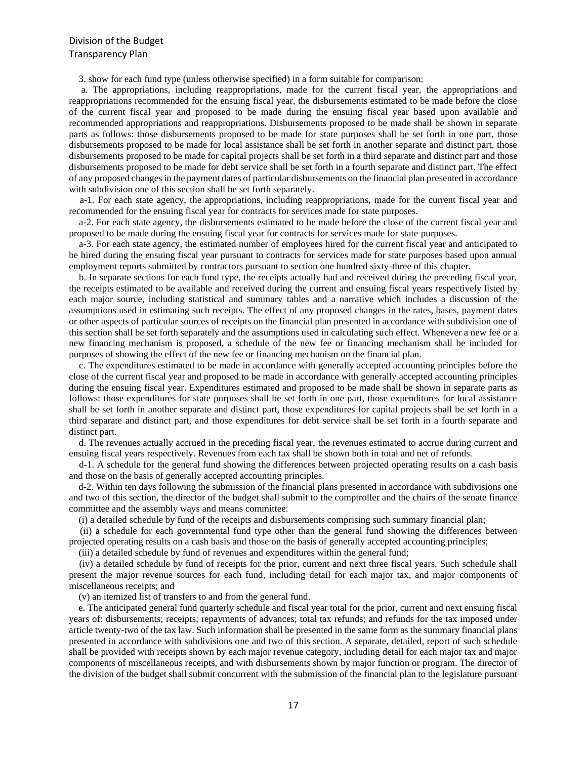3. show for each fund type (unless otherwise specified) in a form suitable for comparison:

a. The appropriations, including reappropriations, made for the current fiscal year, the appropriations and reappropriations recommended for the ensuing fiscal year, the disbursements estimated to be made before the close of the current fiscal year and proposed to be made during the ensuing fiscal year based upon available and recommended appropriations and reappropriations. Disbursements proposed to be made shall be shown in separate parts as follows: those disbursements proposed to be made for state purposes shall be set forth in one part, those disbursements proposed to be made for local assistance shall be set forth in another separate and distinct part, those disbursements proposed to be made for capital projects shall be set forth in a third separate and distinct part and those disbursements proposed to be made for debt service shall be set forth in a fourth separate and distinct part. The effect of any proposed changes in the payment dates of particular disbursements on the financial plan presented in accordance with subdivision one of this section shall be set forth separately.

a-1. For each state agency, the appropriations, including reappropriations, made for the current fiscal year and recommended for the ensuing fiscal year for contracts for services made for state purposes.

a-2. For each state agency, the disbursements estimated to be made before the close of the current fiscal year and proposed to be made during the ensuing fiscal year for contracts for services made for state purposes.

a-3. For each state agency, the estimated number of employees hired for the current fiscal year and anticipated to be hired during the ensuing fiscal year pursuant to contracts for services made for state purposes based upon annual employment reports submitted by contractors pursuant to section one hundred sixty-three of this chapter.

b. In separate sections for each fund type, the receipts actually had and received during the preceding fiscal year, the receipts estimated to be available and received during the current and ensuing fiscal years respectively listed by each major source, including statistical and summary tables and a narrative which includes a discussion of the assumptions used in estimating such receipts. The effect of any proposed changes in the rates, bases, payment dates or other aspects of particular sources of receipts on the financial plan presented in accordance with subdivision one of this section shall be set forth separately and the assumptions used in calculating such effect. Whenever a new fee or a new financing mechanism is proposed, a schedule of the new fee or financing mechanism shall be included for purposes of showing the effect of the new fee or financing mechanism on the financial plan.

c. The expenditures estimated to be made in accordance with generally accepted accounting principles before the close of the current fiscal year and proposed to be made in accordance with generally accepted accounting principles during the ensuing fiscal year. Expenditures estimated and proposed to be made shall be shown in separate parts as follows: those expenditures for state purposes shall be set forth in one part, those expenditures for local assistance shall be set forth in another separate and distinct part, those expenditures for capital projects shall be set forth in a third separate and distinct part, and those expenditures for debt service shall be set forth in a fourth separate and distinct part.

d. The revenues actually accrued in the preceding fiscal year, the revenues estimated to accrue during current and ensuing fiscal years respectively. Revenues from each tax shall be shown both in total and net of refunds.

d-1. A schedule for the general fund showing the differences between projected operating results on a cash basis and those on the basis of generally accepted accounting principles.

d-2. Within ten days following the submission of the financial plans presented in accordance with subdivisions one and two of this section, the director of the budget shall submit to the comptroller and the chairs of the senate finance committee and the assembly ways and means committee:

(i) a detailed schedule by fund of the receipts and disbursements comprising such summary financial plan;

(ii) a schedule for each governmental fund type other than the general fund showing the differences between projected operating results on a cash basis and those on the basis of generally accepted accounting principles;

(iii) a detailed schedule by fund of revenues and expenditures within the general fund;

(iv) a detailed schedule by fund of receipts for the prior, current and next three fiscal years. Such schedule shall present the major revenue sources for each fund, including detail for each major tax, and major components of miscellaneous receipts; and

(v) an itemized list of transfers to and from the general fund.

e. The anticipated general fund quarterly schedule and fiscal year total for the prior, current and next ensuing fiscal years of: disbursements; receipts; repayments of advances; total tax refunds; and refunds for the tax imposed under article twenty-two of the tax law. Such information shall be presented in the same form as the summary financial plans presented in accordance with subdivisions one and two of this section. A separate, detailed, report of such schedule shall be provided with receipts shown by each major revenue category, including detail for each major tax and major components of miscellaneous receipts, and with disbursements shown by major function or program. The director of the division of the budget shall submit concurrent with the submission of the financial plan to the legislature pursuant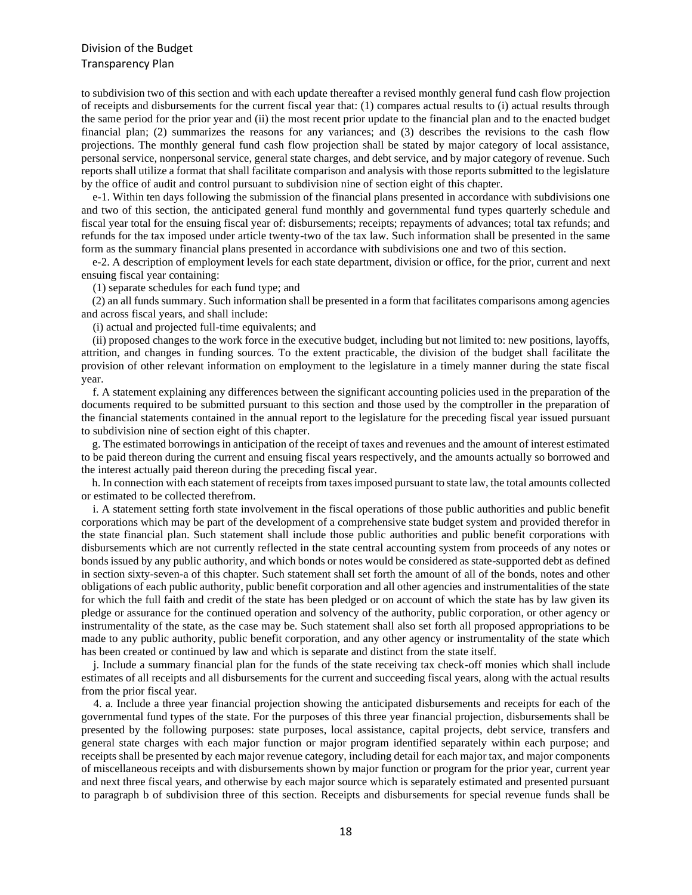to subdivision two of this section and with each update thereafter a revised monthly general fund cash flow projection of receipts and disbursements for the current fiscal year that: (1) compares actual results to (i) actual results through the same period for the prior year and (ii) the most recent prior update to the financial plan and to the enacted budget financial plan; (2) summarizes the reasons for any variances; and (3) describes the revisions to the cash flow projections. The monthly general fund cash flow projection shall be stated by major category of local assistance, personal service, nonpersonal service, general state charges, and debt service, and by major category of revenue. Such reports shall utilize a format that shall facilitate comparison and analysis with those reports submitted to the legislature by the office of audit and control pursuant to subdivision nine of section eight of this chapter.

e-1. Within ten days following the submission of the financial plans presented in accordance with subdivisions one and two of this section, the anticipated general fund monthly and governmental fund types quarterly schedule and fiscal year total for the ensuing fiscal year of: disbursements; receipts; repayments of advances; total tax refunds; and refunds for the tax imposed under article twenty-two of the tax law. Such information shall be presented in the same form as the summary financial plans presented in accordance with subdivisions one and two of this section.

e-2. A description of employment levels for each state department, division or office, for the prior, current and next ensuing fiscal year containing:

(1) separate schedules for each fund type; and

(2) an all funds summary. Such information shall be presented in a form that facilitates comparisons among agencies and across fiscal years, and shall include:

(i) actual and projected full-time equivalents; and

(ii) proposed changes to the work force in the executive budget, including but not limited to: new positions, layoffs, attrition, and changes in funding sources. To the extent practicable, the division of the budget shall facilitate the provision of other relevant information on employment to the legislature in a timely manner during the state fiscal year.

f. A statement explaining any differences between the significant accounting policies used in the preparation of the documents required to be submitted pursuant to this section and those used by the comptroller in the preparation of the financial statements contained in the annual report to the legislature for the preceding fiscal year issued pursuant to subdivision nine of section eight of this chapter.

g. The estimated borrowings in anticipation of the receipt of taxes and revenues and the amount of interest estimated to be paid thereon during the current and ensuing fiscal years respectively, and the amounts actually so borrowed and the interest actually paid thereon during the preceding fiscal year.

h. In connection with each statement of receipts from taxes imposed pursuant to state law, the total amounts collected or estimated to be collected therefrom.

i. A statement setting forth state involvement in the fiscal operations of those public authorities and public benefit corporations which may be part of the development of a comprehensive state budget system and provided therefor in the state financial plan. Such statement shall include those public authorities and public benefit corporations with disbursements which are not currently reflected in the state central accounting system from proceeds of any notes or bonds issued by any public authority, and which bonds or notes would be considered as state-supported debt as defined in section sixty-seven-a of this chapter. Such statement shall set forth the amount of all of the bonds, notes and other obligations of each public authority, public benefit corporation and all other agencies and instrumentalities of the state for which the full faith and credit of the state has been pledged or on account of which the state has by law given its pledge or assurance for the continued operation and solvency of the authority, public corporation, or other agency or instrumentality of the state, as the case may be. Such statement shall also set forth all proposed appropriations to be made to any public authority, public benefit corporation, and any other agency or instrumentality of the state which has been created or continued by law and which is separate and distinct from the state itself.

j. Include a summary financial plan for the funds of the state receiving tax check-off monies which shall include estimates of all receipts and all disbursements for the current and succeeding fiscal years, along with the actual results from the prior fiscal year.

4. a. Include a three year financial projection showing the anticipated disbursements and receipts for each of the governmental fund types of the state. For the purposes of this three year financial projection, disbursements shall be presented by the following purposes: state purposes, local assistance, capital projects, debt service, transfers and general state charges with each major function or major program identified separately within each purpose; and receipts shall be presented by each major revenue category, including detail for each major tax, and major components of miscellaneous receipts and with disbursements shown by major function or program for the prior year, current year and next three fiscal years, and otherwise by each major source which is separately estimated and presented pursuant to paragraph b of subdivision three of this section. Receipts and disbursements for special revenue funds shall be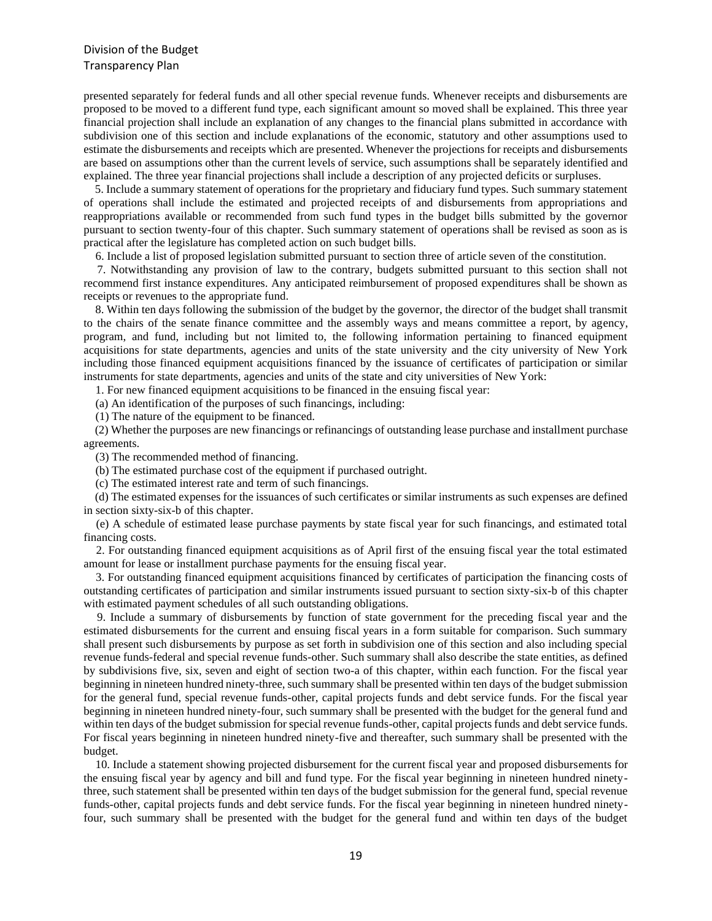presented separately for federal funds and all other special revenue funds. Whenever receipts and disbursements are proposed to be moved to a different fund type, each significant amount so moved shall be explained. This three year financial projection shall include an explanation of any changes to the financial plans submitted in accordance with subdivision one of this section and include explanations of the economic, statutory and other assumptions used to estimate the disbursements and receipts which are presented. Whenever the projections for receipts and disbursements are based on assumptions other than the current levels of service, such assumptions shall be separately identified and explained. The three year financial projections shall include a description of any projected deficits or surpluses.

5. Include a summary statement of operations for the proprietary and fiduciary fund types. Such summary statement of operations shall include the estimated and projected receipts of and disbursements from appropriations and reappropriations available or recommended from such fund types in the budget bills submitted by the governor pursuant to section twenty-four of this chapter. Such summary statement of operations shall be revised as soon as is practical after the legislature has completed action on such budget bills.

6. Include a list of proposed legislation submitted pursuant to section three of article seven of the constitution.

7. Notwithstanding any provision of law to the contrary, budgets submitted pursuant to this section shall not recommend first instance expenditures. Any anticipated reimbursement of proposed expenditures shall be shown as receipts or revenues to the appropriate fund.

8. Within ten days following the submission of the budget by the governor, the director of the budget shall transmit to the chairs of the senate finance committee and the assembly ways and means committee a report, by agency, program, and fund, including but not limited to, the following information pertaining to financed equipment acquisitions for state departments, agencies and units of the state university and the city university of New York including those financed equipment acquisitions financed by the issuance of certificates of participation or similar instruments for state departments, agencies and units of the state and city universities of New York:

1. For new financed equipment acquisitions to be financed in the ensuing fiscal year:

(a) An identification of the purposes of such financings, including:

(1) The nature of the equipment to be financed.

(2) Whether the purposes are new financings or refinancings of outstanding lease purchase and installment purchase agreements.

(3) The recommended method of financing.

(b) The estimated purchase cost of the equipment if purchased outright.

(c) The estimated interest rate and term of such financings.

(d) The estimated expenses for the issuances of such certificates or similar instruments as such expenses are defined in section sixty-six-b of this chapter.

(e) A schedule of estimated lease purchase payments by state fiscal year for such financings, and estimated total financing costs.

2. For outstanding financed equipment acquisitions as of April first of the ensuing fiscal year the total estimated amount for lease or installment purchase payments for the ensuing fiscal year.

3. For outstanding financed equipment acquisitions financed by certificates of participation the financing costs of outstanding certificates of participation and similar instruments issued pursuant to section sixty-six-b of this chapter with estimated payment schedules of all such outstanding obligations.

9. Include a summary of disbursements by function of state government for the preceding fiscal year and the estimated disbursements for the current and ensuing fiscal years in a form suitable for comparison. Such summary shall present such disbursements by purpose as set forth in subdivision one of this section and also including special revenue funds-federal and special revenue funds-other. Such summary shall also describe the state entities, as defined by subdivisions five, six, seven and eight of section two-a of this chapter, within each function. For the fiscal year beginning in nineteen hundred ninety-three, such summary shall be presented within ten days of the budget submission for the general fund, special revenue funds-other, capital projects funds and debt service funds. For the fiscal year beginning in nineteen hundred ninety-four, such summary shall be presented with the budget for the general fund and within ten days of the budget submission for special revenue funds-other, capital projects funds and debt service funds. For fiscal years beginning in nineteen hundred ninety-five and thereafter, such summary shall be presented with the budget.

10. Include a statement showing projected disbursement for the current fiscal year and proposed disbursements for the ensuing fiscal year by agency and bill and fund type. For the fiscal year beginning in nineteen hundred ninety-three, such statement shall be presented within ten days of the budget submission for the general fund, special revenue funds-other, capital projects funds and debt service funds. For the fiscal year beginning in nineteen hundred ninety-four, such summary shall be presented with the budget for the general fund and within ten days of the budget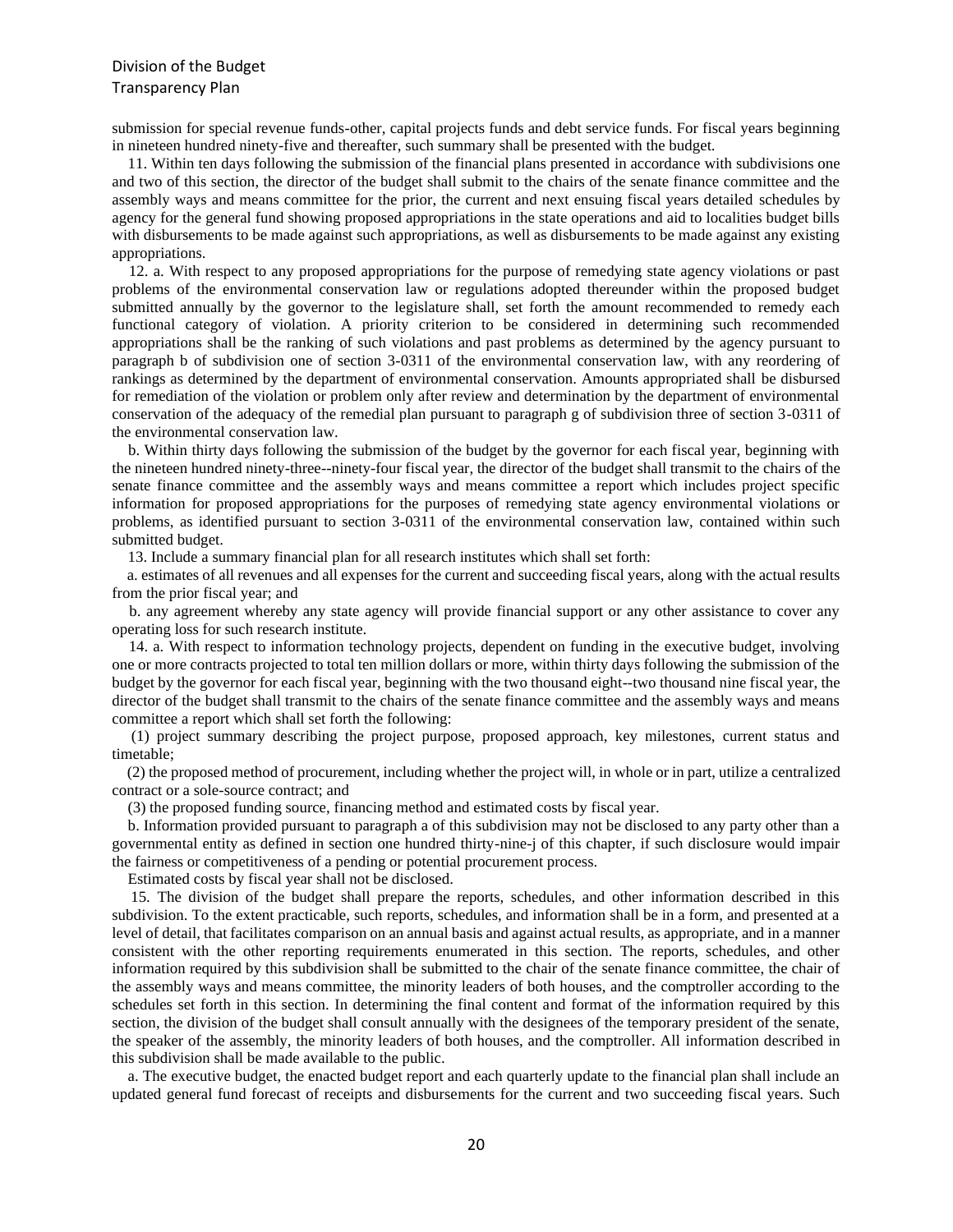submission for special revenue funds-other, capital projects funds and debt service funds. For fiscal years beginning in nineteen hundred ninety-five and thereafter, such summary shall be presented with the budget.

11. Within ten days following the submission of the financial plans presented in accordance with subdivisions one and two of this section, the director of the budget shall submit to the chairs of the senate finance committee and the assembly ways and means committee for the prior, the current and next ensuing fiscal years detailed schedules by agency for the general fund showing proposed appropriations in the state operations and aid to localities budget bills with disbursements to be made against such appropriations, as well as disbursements to be made against any existing appropriations.

12. a. With respect to any proposed appropriations for the purpose of remedying state agency violations or past problems of the environmental conservation law or regulations adopted thereunder within the proposed budget submitted annually by the governor to the legislature shall, set forth the amount recommended to remedy each functional category of violation. A priority criterion to be considered in determining such recommended appropriations shall be the ranking of such violations and past problems as determined by the agency pursuant to paragraph b of subdivision one of section 3-0311 of the environmental conservation law, with any reordering of rankings as determined by the department of environmental conservation. Amounts appropriated shall be disbursed for remediation of the violation or problem only after review and determination by the department of environmental conservation of the adequacy of the remedial plan pursuant to paragraph g of subdivision three of section 3-0311 of the environmental conservation law.

b. Within thirty days following the submission of the budget by the governor for each fiscal year, beginning with the nineteen hundred ninety-three--ninety-four fiscal year, the director of the budget shall transmit to the chairs of the senate finance committee and the assembly ways and means committee a report which includes project specific information for proposed appropriations for the purposes of remedying state agency environmental violations or problems, as identified pursuant to section 3-0311 of the environmental conservation law, contained within such submitted budget.

13. Include a summary financial plan for all research institutes which shall set forth:

a. estimates of all revenues and all expenses for the current and succeeding fiscal years, along with the actual results from the prior fiscal year; and

b. any agreement whereby any state agency will provide financial support or any other assistance to cover any operating loss for such research institute.

14. a. With respect to information technology projects, dependent on funding in the executive budget, involving one or more contracts projected to total ten million dollars or more, within thirty days following the submission of the budget by the governor for each fiscal year, beginning with the two thousand eight--two thousand nine fiscal year, the director of the budget shall transmit to the chairs of the senate finance committee and the assembly ways and means committee a report which shall set forth the following:

(1) project summary describing the project purpose, proposed approach, key milestones, current status and timetable;

(2) the proposed method of procurement, including whether the project will, in whole or in part, utilize a centralized contract or a sole-source contract; and

(3) the proposed funding source, financing method and estimated costs by fiscal year.

b. Information provided pursuant to paragraph a of this subdivision may not be disclosed to any party other than a governmental entity as defined in section one hundred thirty-nine-j of this chapter, if such disclosure would impair the fairness or competitiveness of a pending or potential procurement process.

Estimated costs by fiscal year shall not be disclosed.

15. The division of the budget shall prepare the reports, schedules, and other information described in this subdivision. To the extent practicable, such reports, schedules, and information shall be in a form, and presented at a level of detail, that facilitates comparison on an annual basis and against actual results, as appropriate, and in a manner consistent with the other reporting requirements enumerated in this section. The reports, schedules, and other information required by this subdivision shall be submitted to the chair of the senate finance committee, the chair of the assembly ways and means committee, the minority leaders of both houses, and the comptroller according to the schedules set forth in this section. In determining the final content and format of the information required by this section, the division of the budget shall consult annually with the designees of the temporary president of the senate, the speaker of the assembly, the minority leaders of both houses, and the comptroller. All information described in this subdivision shall be made available to the public.

a. The executive budget, the enacted budget report and each quarterly update to the financial plan shall include an updated general fund forecast of receipts and disbursements for the current and two succeeding fiscal years. Such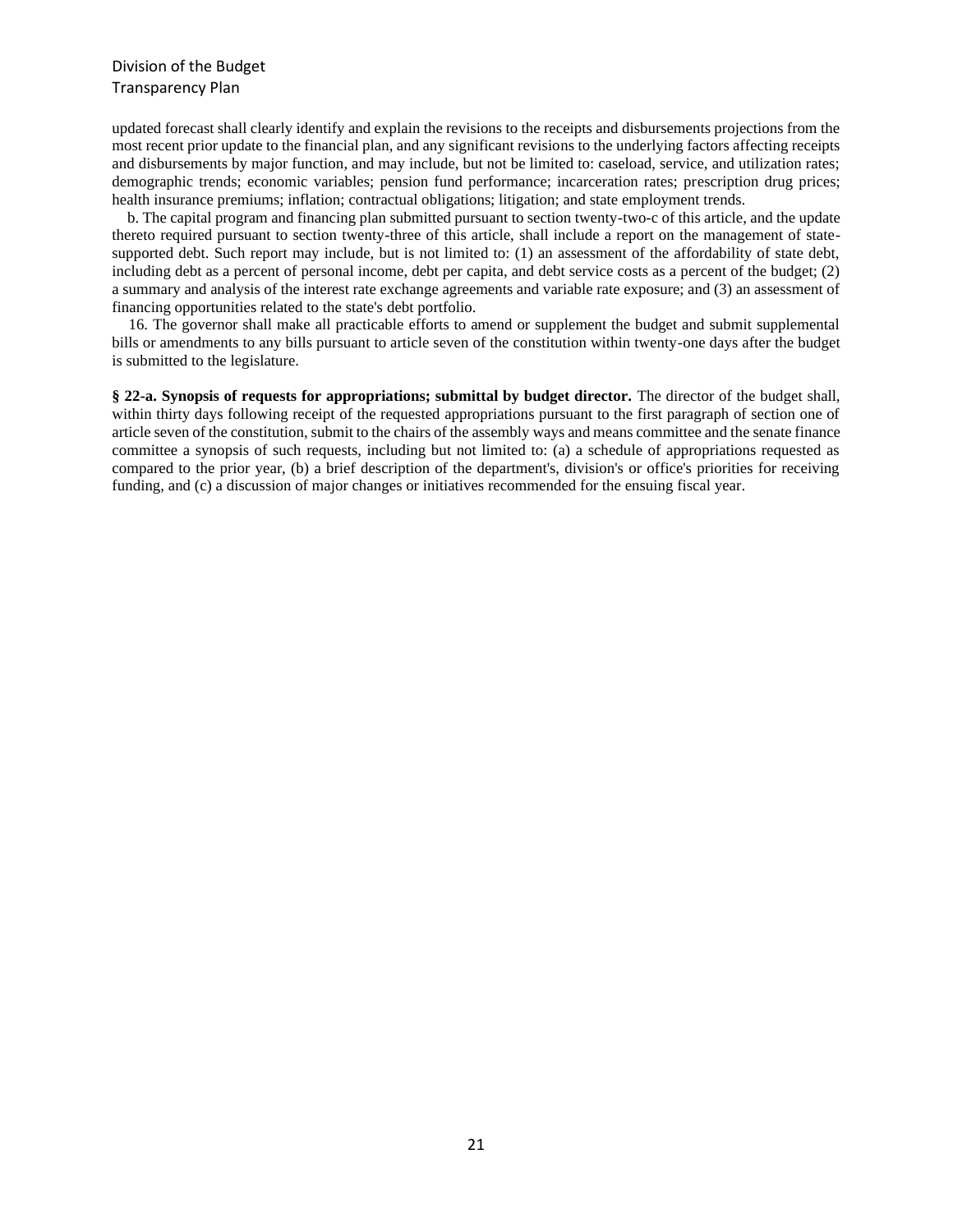updated forecast shall clearly identify and explain the revisions to the receipts and disbursements projections from the most recent prior update to the financial plan, and any significant revisions to the underlying factors affecting receipts and disbursements by major function, and may include, but not be limited to: caseload, service, and utilization rates; demographic trends; economic variables; pension fund performance; incarceration rates; prescription drug prices; health insurance premiums; inflation; contractual obligations; litigation; and state employment trends.

b. The capital program and financing plan submitted pursuant to section twenty-two-c of this article, and the update thereto required pursuant to section twenty-three of this article, shall include a report on the management of state-supported debt. Such report may include, but is not limited to: (1) an assessment of the affordability of state debt, including debt as a percent of personal income, debt per capita, and debt service costs as a percent of the budget; (2) a summary and analysis of the interest rate exchange agreements and variable rate exposure; and (3) an assessment of financing opportunities related to the state's debt portfolio.

16. The governor shall make all practicable efforts to amend or supplement the budget and submit supplemental bills or amendments to any bills pursuant to article seven of the constitution within twenty-one days after the budget is submitted to the legislature.

**§ 22-a. Synopsis of requests for appropriations; submittal by budget director.** The director of the budget shall, within thirty days following receipt of the requested appropriations pursuant to the first paragraph of section one of article seven of the constitution, submit to the chairs of the assembly ways and means committee and the senate finance committee a synopsis of such requests, including but not limited to: (a) a schedule of appropriations requested as compared to the prior year, (b) a brief description of the department's, division's or office's priorities for receiving funding, and (c) a discussion of major changes or initiatives recommended for the ensuing fiscal year.